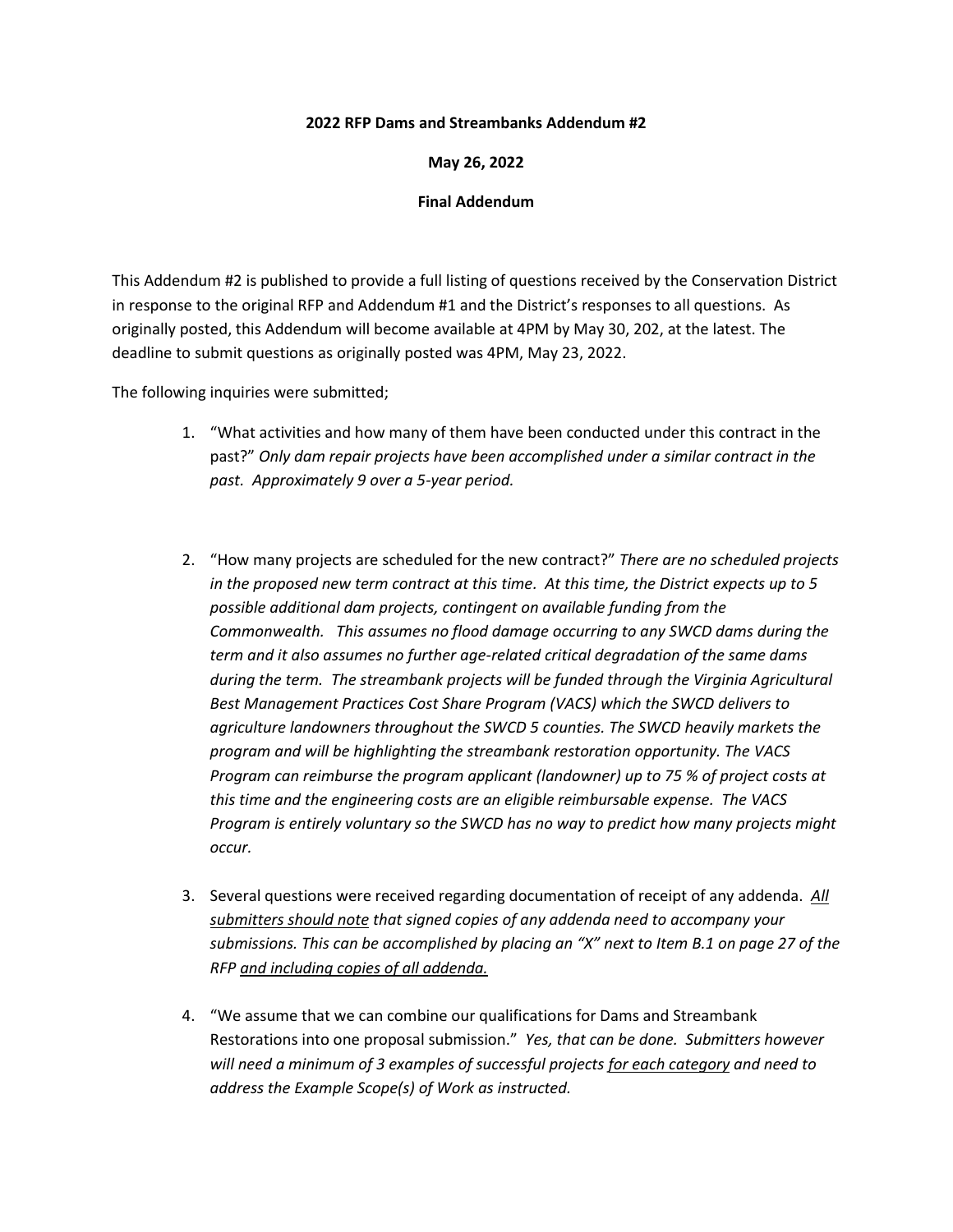**2022 RFP Dams and Streambanks Addendum #2**

**May 26, 2022**

**Final Addendum**

This Addendum #2 is published to provide a full listing of questions received by the Conservation District in response to the original RFP and Addendum #1 and the District's responses to all questions. As originally posted, this Addendum will become available at 4PM by May 30, 202, at the latest. The deadline to submit questions as originally posted was 4PM, May 23, 2022.

The following inquiries were submitted;

1. "What activities and how many of them have been conducted under this contract in the past?" *Only dam repair projects have been accomplished under a similar contract in the past. Approximately 9 over a 5-year period.*

2. "How many projects are scheduled for the new contract?" *There are no scheduled projects in the proposed new term contract at this time. At this time, the District expects up to 5 possible additional dam projects, contingent on available funding from the Commonwealth. This assumes no flood damage occurring to any SWCD dams during the term and it also assumes no further age-related critical degradation of the same dams during the term. The streambank projects will be funded through the Virginia Agricultural Best Management Practices Cost Share Program (VACS) which the SWCD delivers to agriculture landowners throughout the SWCD 5 counties. The SWCD heavily markets the program and will be highlighting the streambank restoration opportunity. The VACS Program can reimburse the program applicant (landowner) up to 75 % of project costs at this time and the engineering costs are an eligible reimbursable expense. The VACS Program is entirely voluntary so the SWCD has no way to predict how many projects might occur.*

3. Several questions were received regarding documentation of receipt of any addenda. *<u>All submitters should note</u> that signed copies of any addenda need to accompany your submissions. This can be accomplished by placing an "X" next to Item B.1 on page 27 of the RFP <u>and including copies of all addenda.</u>*

4. "We assume that we can combine our qualifications for Dams and Streambank Restorations into one proposal submission." *Yes, that can be done. Submitters however will need a minimum of 3 examples of successful projects <u>for each category</u> and need to address the Example Scope(s) of Work as instructed.*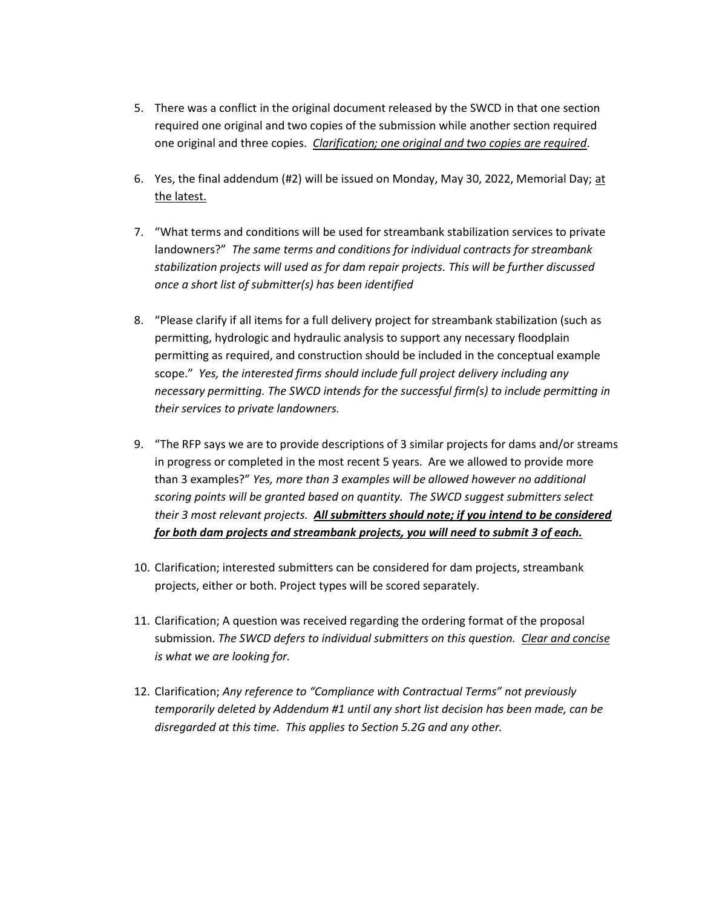5. There was a conflict in the original document released by the SWCD in that one section required one original and two copies of the submission while another section required one original and three copies. <u>*Clarification; one original and two copies are required*</u>.

6. Yes, the final addendum (#2) will be issued on Monday, May 30, 2022, Memorial Day; <u>at the latest.</u>

7. "What terms and conditions will be used for streambank stabilization services to private landowners?" *The same terms and conditions for individual contracts for streambank stabilization projects will used as for dam repair projects. This will be further discussed once a short list of submitter(s) has been identified*

8. "Please clarify if all items for a full delivery project for streambank stabilization (such as permitting, hydrologic and hydraulic analysis to support any necessary floodplain permitting as required, and construction should be included in the conceptual example scope." *Yes, the interested firms should include full project delivery including any necessary permitting. The SWCD intends for the successful firm(s) to include permitting in their services to private landowners.*

9. "The RFP says we are to provide descriptions of 3 similar projects for dams and/or streams in progress or completed in the most recent 5 years. Are we allowed to provide more than 3 examples?" *Yes, more than 3 examples will be allowed however no additional scoring points will be granted based on quantity. The SWCD suggest submitters select their 3 most relevant projects.* <u>***All submitters should note; if you intend to be considered for both dam projects and streambank projects, you will need to submit 3 of each.***</u>

10. Clarification; interested submitters can be considered for dam projects, streambank projects, either or both. Project types will be scored separately.

11. Clarification; A question was received regarding the ordering format of the proposal submission. *The SWCD defers to individual submitters on this question.* <u>*Clear and concise*</u> *is what we are looking for.*

12. Clarification; *Any reference to "Compliance with Contractual Terms" not previously temporarily deleted by Addendum #1 until any short list decision has been made, can be disregarded at this time. This applies to Section 5.2G and any other.*